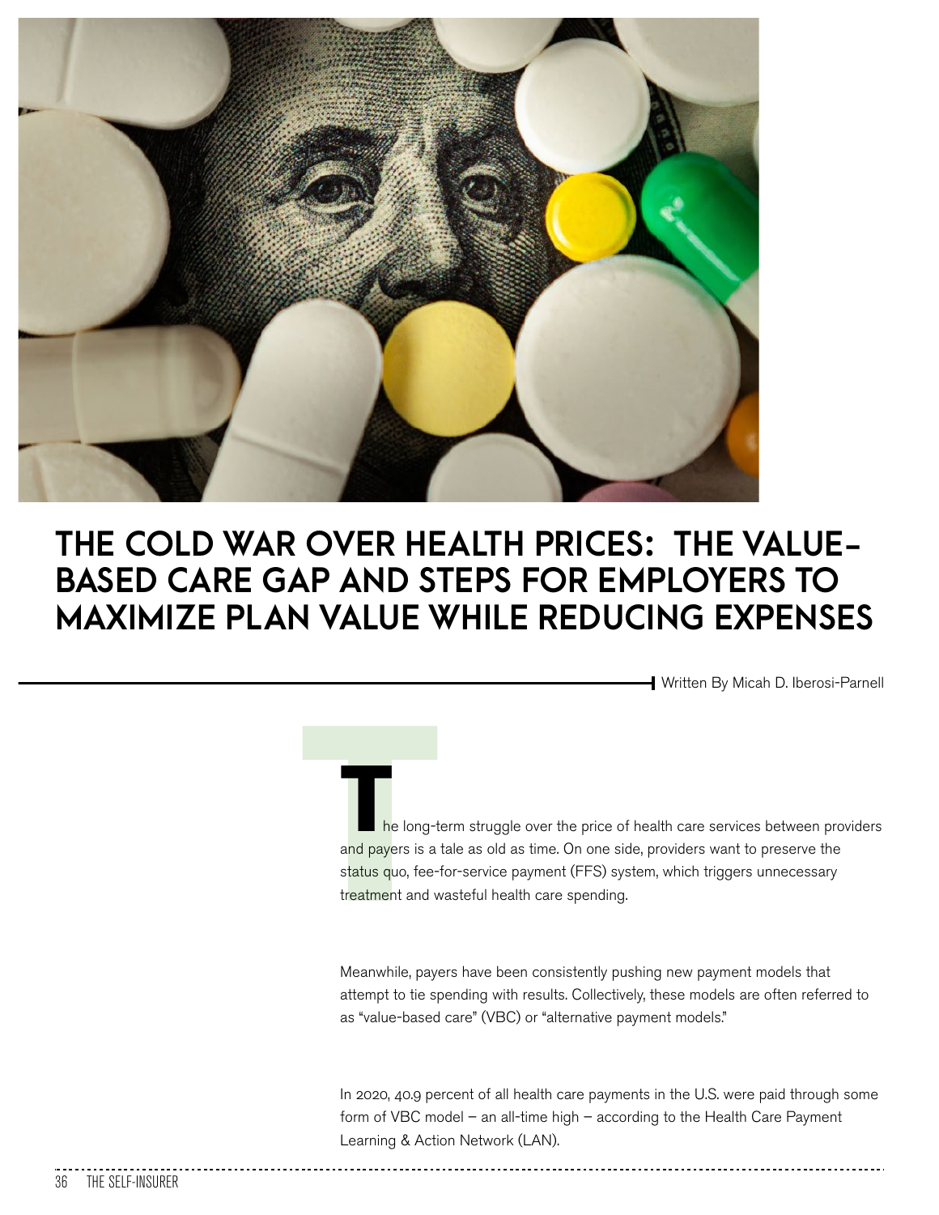# THE COLD WAR OVER HEALTH PRICES: THE VALUE-BASED CARE GAP AND STEPS FOR EMPLOYERS TO MAXIMIZE PLAN VALUE WHILE REDUCING EXPENSES

Written By Micah D. Iberosi-Parnell

The long-term struggle over the price of health care services between providers and payers is a tale as old as time. On one side, providers want to preserve the status quo, fee-for-service payment (FFS) system, which triggers unnecessary treatment and wasteful health care spending.

Meanwhile, payers have been consistently pushing new payment models that attempt to tie spending with results. Collectively, these models are often referred to as "value-based care" (VBC) or "alternative payment models."

In 2020, 40.9 percent of all health care payments in the U.S. were paid through some form of VBC model – an all-time high – according to the Health Care Payment Learning & Action Network (LAN).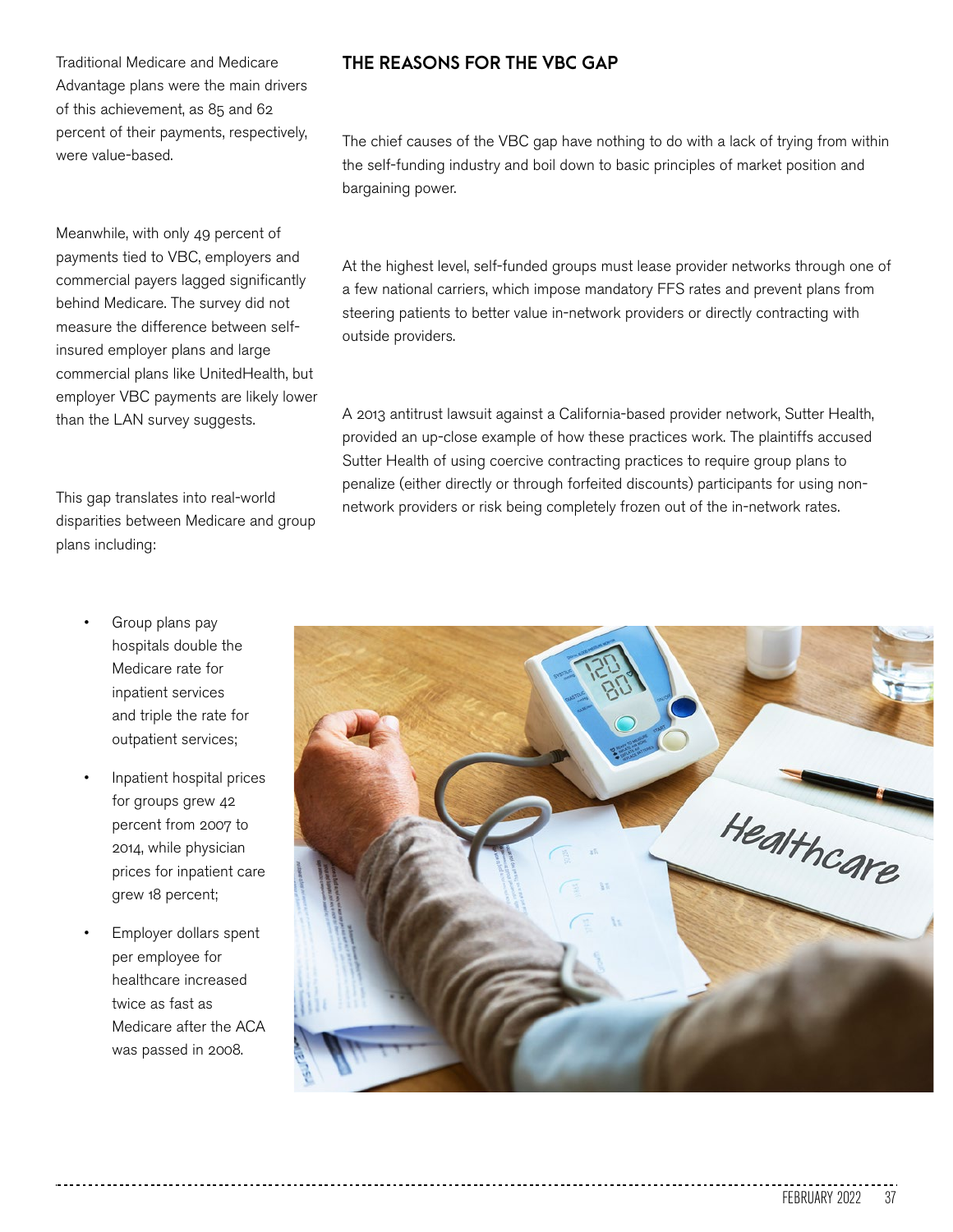Traditional Medicare and Medicare Advantage plans were the main drivers of this achievement, as 85 and 62 percent of their payments, respectively, were value-based.

Meanwhile, with only 49 percent of payments tied to VBC, employers and commercial payers lagged significantly behind Medicare. The survey did not measure the difference between self-insured employer plans and large commercial plans like UnitedHealth, but employer VBC payments are likely lower than the LAN survey suggests.

This gap translates into real-world disparities between Medicare and group plans including:

- Group plans pay hospitals double the Medicare rate for inpatient services and triple the rate for outpatient services;
- Inpatient hospital prices for groups grew 42 percent from 2007 to 2014, while physician prices for inpatient care grew 18 percent;
- Employer dollars spent per employee for healthcare increased twice as fast as Medicare after the ACA was passed in 2008.

## THE REASONS FOR THE VBC GAP

The chief causes of the VBC gap have nothing to do with a lack of trying from within the self-funding industry and boil down to basic principles of market position and bargaining power.

At the highest level, self-funded groups must lease provider networks through one of a few national carriers, which impose mandatory FFS rates and prevent plans from steering patients to better value in-network providers or directly contracting with outside providers.

A 2013 antitrust lawsuit against a California-based provider network, Sutter Health, provided an up-close example of how these practices work. The plaintiffs accused Sutter Health of using coercive contracting practices to require group plans to penalize (either directly or through forfeited discounts) participants for using non-network providers or risk being completely frozen out of the in-network rates.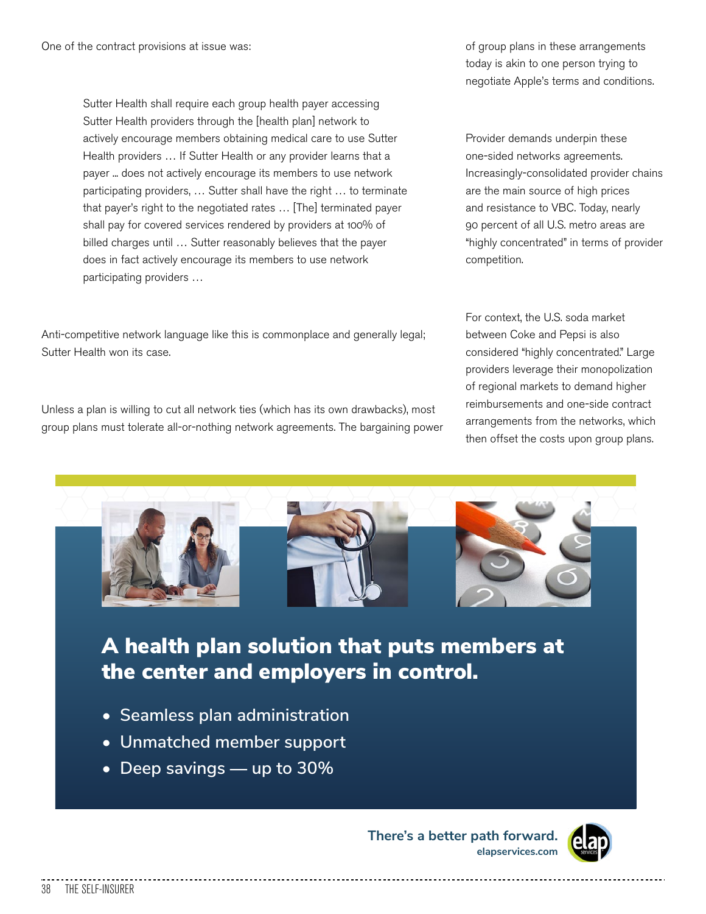One of the contract provisions at issue was:

> Sutter Health shall require each group health payer accessing Sutter Health providers through the [health plan] network to actively encourage members obtaining medical care to use Sutter Health providers … If Sutter Health or any provider learns that a payer … does not actively encourage its members to use network participating providers, … Sutter shall have the right … to terminate that payer's right to the negotiated rates … [The] terminated payer shall pay for covered services rendered by providers at 100% of billed charges until … Sutter reasonably believes that the payer does in fact actively encourage its members to use network participating providers …

Anti-competitive network language like this is commonplace and generally legal; Sutter Health won its case.

Unless a plan is willing to cut all network ties (which has its own drawbacks), most group plans must tolerate all-or-nothing network agreements. The bargaining power of group plans in these arrangements today is akin to one person trying to negotiate Apple's terms and conditions.

Provider demands underpin these one-sided networks agreements. Increasingly-consolidated provider chains are the main source of high prices and resistance to VBC. Today, nearly 90 percent of all U.S. metro areas are "highly concentrated" in terms of provider competition.

For context, the U.S. soda market between Coke and Pepsi is also considered "highly concentrated." Large providers leverage their monopolization of regional markets to demand higher reimbursements and one-side contract arrangements from the networks, which then offset the costs upon group plans.

**A health plan solution that puts members at the center and employers in control.**

- Seamless plan administration
- Unmatched member support
- Deep savings — up to 30%

**There's a better path forward.**
**elapservices.com**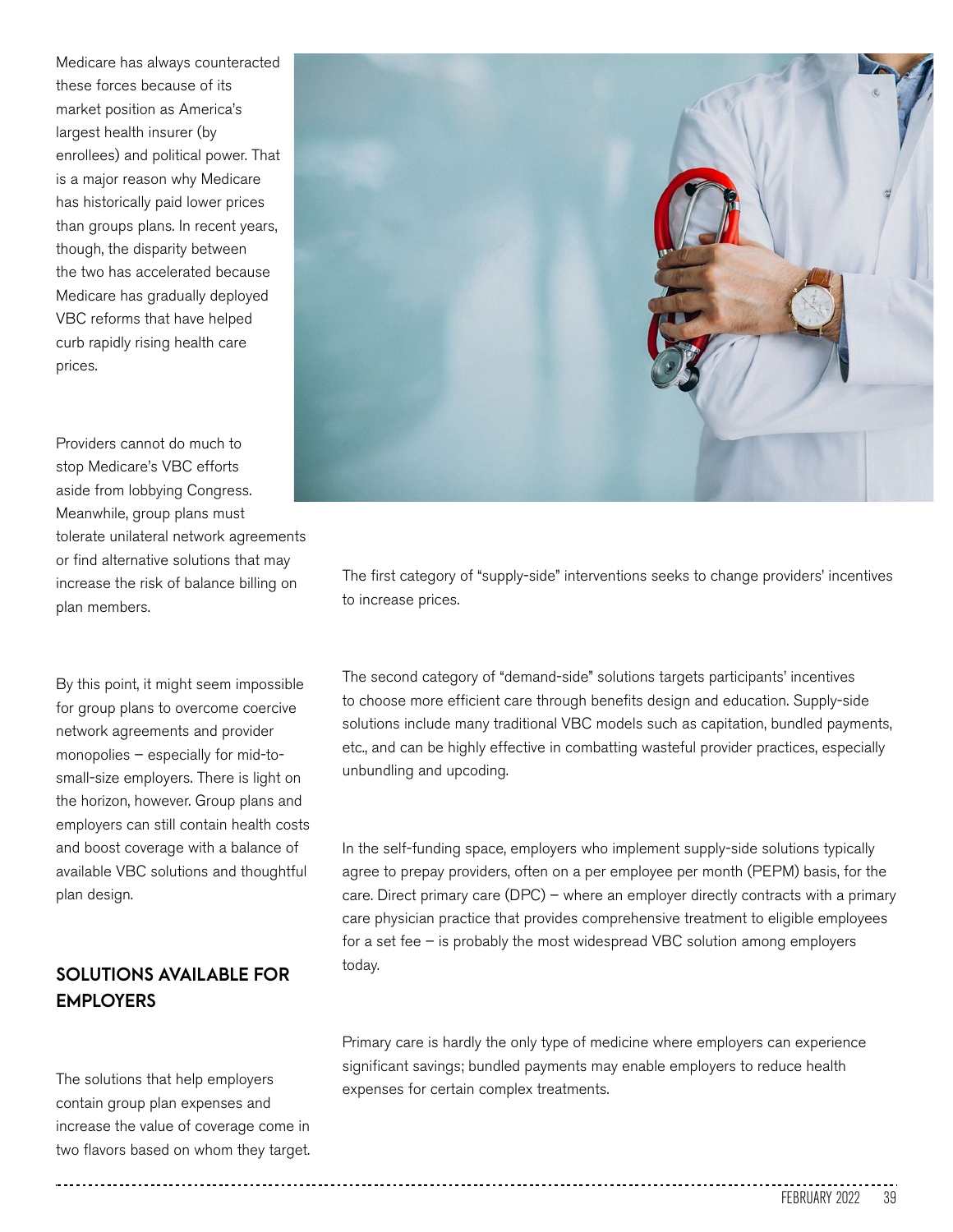Medicare has always counteracted these forces because of its market position as America's largest health insurer (by enrollees) and political power. That is a major reason why Medicare has historically paid lower prices than groups plans. In recent years, though, the disparity between the two has accelerated because Medicare has gradually deployed VBC reforms that have helped curb rapidly rising health care prices.

Providers cannot do much to stop Medicare's VBC efforts aside from lobbying Congress. Meanwhile, group plans must tolerate unilateral network agreements or find alternative solutions that may increase the risk of balance billing on plan members.

By this point, it might seem impossible for group plans to overcome coercive network agreements and provider monopolies – especially for mid-to-small-size employers. There is light on the horizon, however. Group plans and employers can still contain health costs and boost coverage with a balance of available VBC solutions and thoughtful plan design.

## SOLUTIONS AVAILABLE FOR EMPLOYERS

The solutions that help employers contain group plan expenses and increase the value of coverage come in two flavors based on whom they target.

The first category of "supply-side" interventions seeks to change providers' incentives to increase prices.

The second category of "demand-side" solutions targets participants' incentives to choose more efficient care through benefits design and education. Supply-side solutions include many traditional VBC models such as capitation, bundled payments, etc., and can be highly effective in combatting wasteful provider practices, especially unbundling and upcoding.

In the self-funding space, employers who implement supply-side solutions typically agree to prepay providers, often on a per employee per month (PEPM) basis, for the care. Direct primary care (DPC) – where an employer directly contracts with a primary care physician practice that provides comprehensive treatment to eligible employees for a set fee – is probably the most widespread VBC solution among employers today.

Primary care is hardly the only type of medicine where employers can experience significant savings; bundled payments may enable employers to reduce health expenses for certain complex treatments.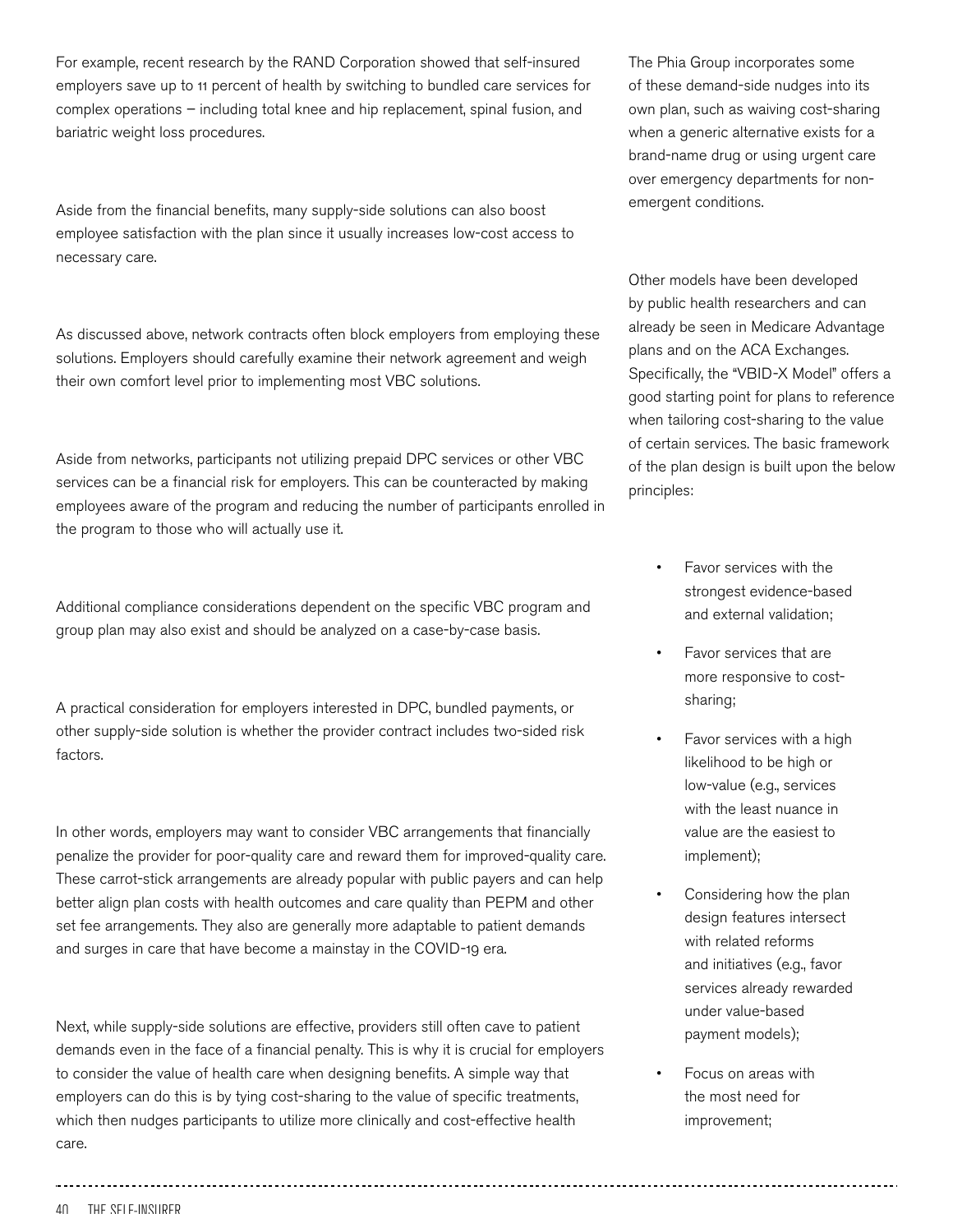For example, recent research by the RAND Corporation showed that self-insured employers save up to 11 percent of health by switching to bundled care services for complex operations – including total knee and hip replacement, spinal fusion, and bariatric weight loss procedures.

Aside from the financial benefits, many supply-side solutions can also boost employee satisfaction with the plan since it usually increases low-cost access to necessary care.

As discussed above, network contracts often block employers from employing these solutions. Employers should carefully examine their network agreement and weigh their own comfort level prior to implementing most VBC solutions.

Aside from networks, participants not utilizing prepaid DPC services or other VBC services can be a financial risk for employers. This can be counteracted by making employees aware of the program and reducing the number of participants enrolled in the program to those who will actually use it.

Additional compliance considerations dependent on the specific VBC program and group plan may also exist and should be analyzed on a case-by-case basis.

A practical consideration for employers interested in DPC, bundled payments, or other supply-side solution is whether the provider contract includes two-sided risk factors.

In other words, employers may want to consider VBC arrangements that financially penalize the provider for poor-quality care and reward them for improved-quality care. These carrot-stick arrangements are already popular with public payers and can help better align plan costs with health outcomes and care quality than PEPM and other set fee arrangements. They also are generally more adaptable to patient demands and surges in care that have become a mainstay in the COVID-19 era.

Next, while supply-side solutions are effective, providers still often cave to patient demands even in the face of a financial penalty. This is why it is crucial for employers to consider the value of health care when designing benefits. A simple way that employers can do this is by tying cost-sharing to the value of specific treatments, which then nudges participants to utilize more clinically and cost-effective health care.

The Phia Group incorporates some of these demand-side nudges into its own plan, such as waiving cost-sharing when a generic alternative exists for a brand-name drug or using urgent care over emergency departments for non-emergent conditions.

Other models have been developed by public health researchers and can already be seen in Medicare Advantage plans and on the ACA Exchanges. Specifically, the "VBID-X Model" offers a good starting point for plans to reference when tailoring cost-sharing to the value of certain services. The basic framework of the plan design is built upon the below principles:

- Favor services with the strongest evidence-based and external validation;
- Favor services that are more responsive to cost-sharing;
- Favor services with a high likelihood to be high or low-value (e.g., services with the least nuance in value are the easiest to implement);
- Considering how the plan design features intersect with related reforms and initiatives (e.g., favor services already rewarded under value-based payment models);
- Focus on areas with the most need for improvement;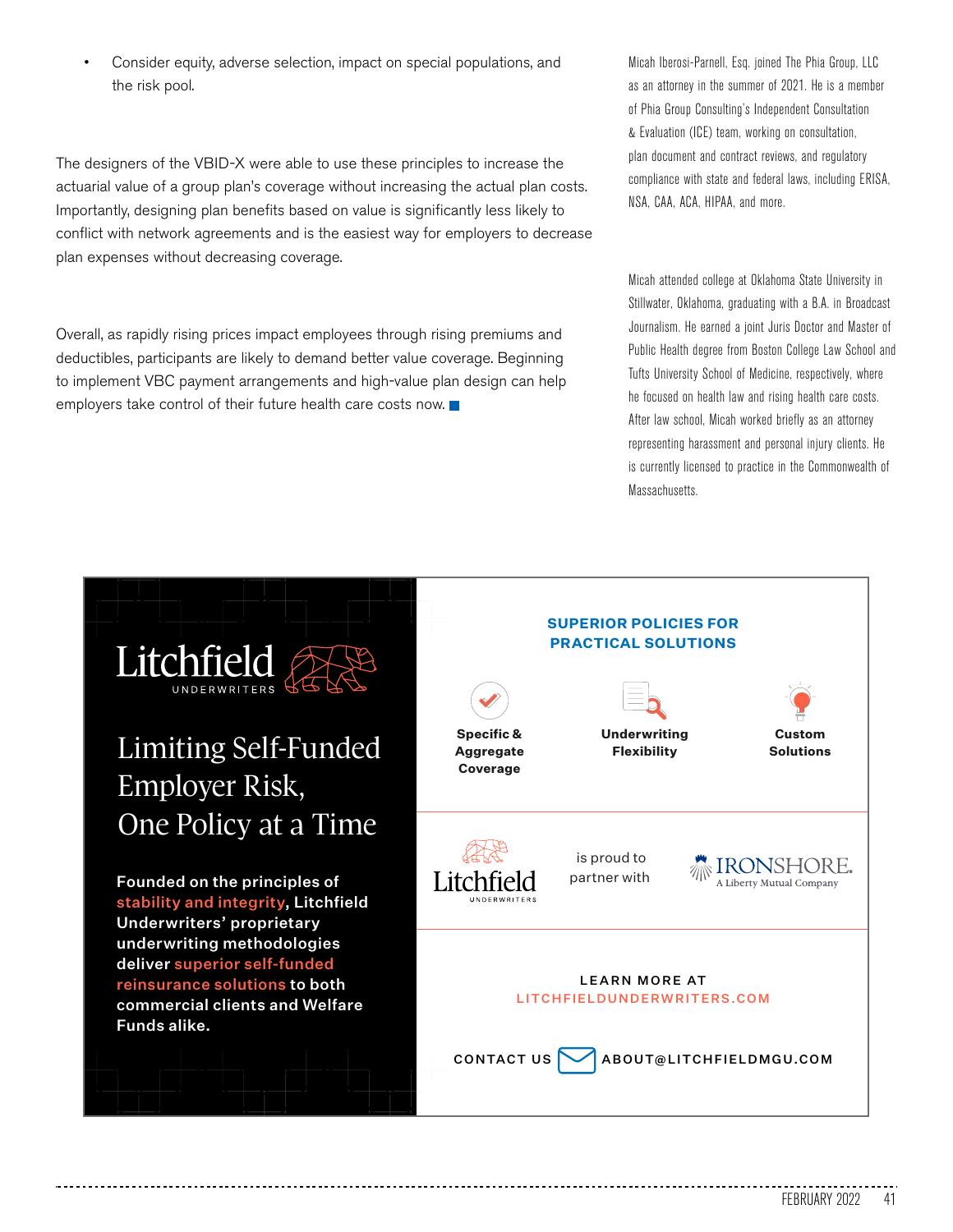- Consider equity, adverse selection, impact on special populations, and the risk pool.

The designers of the VBID-X were able to use these principles to increase the actuarial value of a group plan's coverage without increasing the actual plan costs. Importantly, designing plan benefits based on value is significantly less likely to conflict with network agreements and is the easiest way for employers to decrease plan expenses without decreasing coverage.

Overall, as rapidly rising prices impact employees through rising premiums and deductibles, participants are likely to demand better value coverage. Beginning to implement VBC payment arrangements and high-value plan design can help employers take control of their future health care costs now. ■

Micah Iberosi-Parnell, Esq. joined The Phia Group, LLC as an attorney in the summer of 2021. He is a member of Phia Group Consulting's Independent Consultation & Evaluation (ICE) team, working on consultation, plan document and contract reviews, and regulatory compliance with state and federal laws, including ERISA, NSA, CAA, ACA, HIPAA, and more.

Micah attended college at Oklahoma State University in Stillwater, Oklahoma, graduating with a B.A. in Broadcast Journalism. He earned a joint Juris Doctor and Master of Public Health degree from Boston College Law School and Tufts University School of Medicine, respectively, where he focused on health law and rising health care costs. After law school, Micah worked briefly as an attorney representing harassment and personal injury clients. He is currently licensed to practice in the Commonwealth of Massachusetts.

Litchfield UNDERWRITERS

Limiting Self-Funded Employer Risk, One Policy at a Time

**Founded on the principles of stability and integrity, Litchfield Underwriters' proprietary underwriting methodologies deliver superior self-funded reinsurance solutions to both commercial clients and Welfare Funds alike.**

**SUPERIOR POLICIES FOR PRACTICAL SOLUTIONS**

**Specific & Aggregate Coverage**

**Underwriting Flexibility**

**Custom Solutions**

Litchfield UNDERWRITERS is proud to partner with IRONSHORE. A Liberty Mutual Company

LEARN MORE AT LITCHFIELDUNDERWRITERS.COM

CONTACT US ABOUT@LITCHFIELDMGU.COM